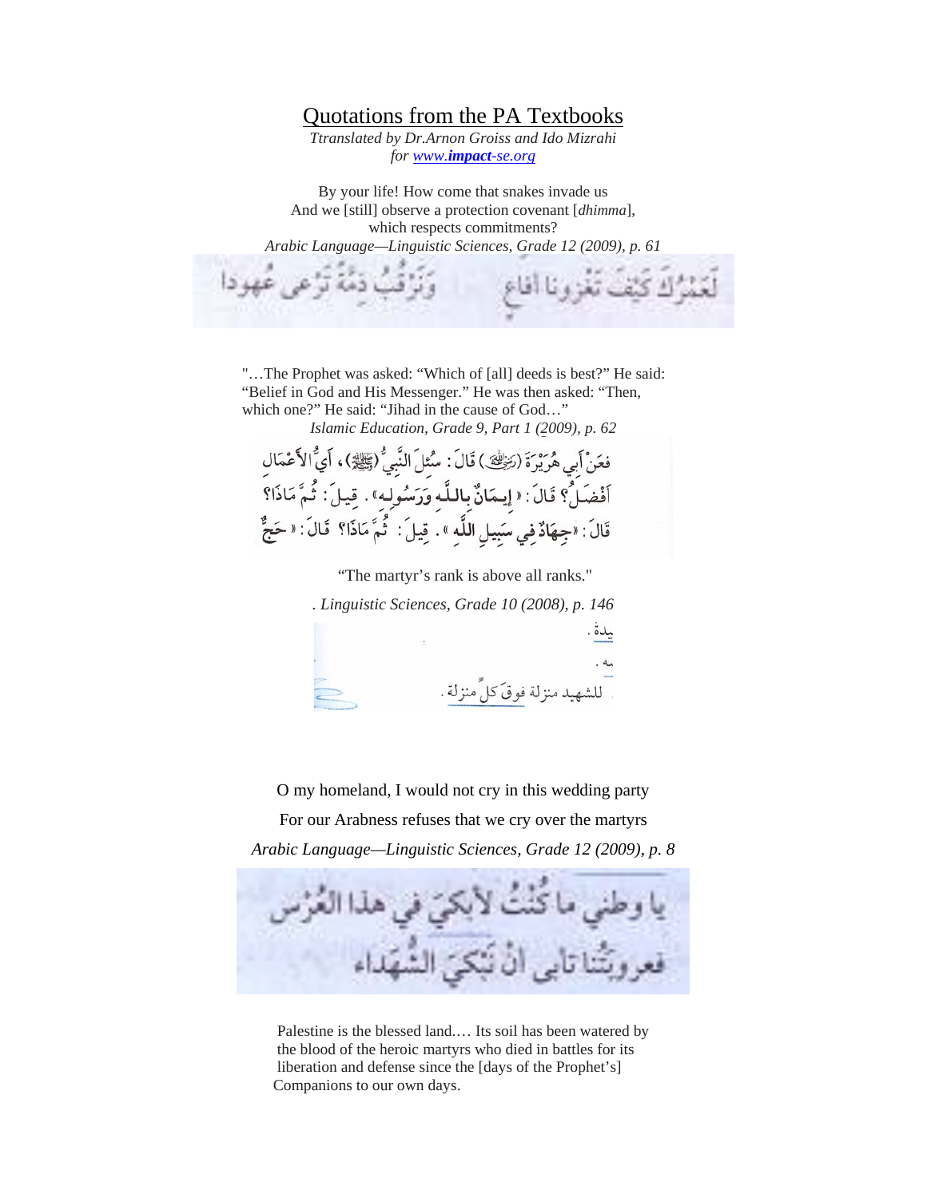# Quotations from the PA Textbooks

*Ttranslated by Dr.Arnon Groiss and Ido Mizrahi*
*for [www.impact-se.org](http://www.impact-se.org)*

By your life! How come that snakes invade us
And we [still] observe a protection covenant [*dhimma*],
which respects commitments?

*Arabic Language—Linguistic Sciences, Grade 12 (2009), p. 61*

لَعَمْرُكَ كَيْفَ تَغْزُونا أفاعٍ    وَنَرْقُبُ ذِمَّةً تَرْعى عُهودا

"…The Prophet was asked: "Which of [all] deeds is best?" He said: "Belief in God and His Messenger." He was then asked: "Then, which one?" He said: "Jihad in the cause of God…"

*Islamic Education, Grade 9, Part 1 (2009), p. 62*

فعَنْ أَبِي هُرَيْرَةَ (رضي الله عنه) قَالَ: سُئِلَ النَّبِيُّ (ﷺ)، أَيُّ الأَعْمَالِ أَفْضَلُ؟ قَالَ: «إِيمَانٌ بِاللَّهِ وَرَسُولِهِ». قِيلَ: ثُمَّ مَاذَا؟ قَالَ: «جِهَادٌ فِي سَبِيلِ اللَّهِ». قِيلَ: ثُمَّ مَاذَا؟ قَالَ: «حَجٌّ

"The martyr's rank is above all ranks."

*. Linguistic Sciences, Grade 10 (2008), p. 146*

للشهيد منزلة فوقَ كلِّ منزلة .

O my homeland, I would not cry in this wedding party
For our Arabness refuses that we cry over the martyrs

*Arabic Language—Linguistic Sciences, Grade 12 (2009), p. 8*

يا وطني ما كُنْتُ لأبكيَ في هذا العُرْس
فعروبَتُنا تأبى أنْ نَبْكيَ الشُّهَداء

Palestine is the blessed land.… Its soil has been watered by the blood of the heroic martyrs who died in battles for its liberation and defense since the [days of the Prophet's] Companions to our own days.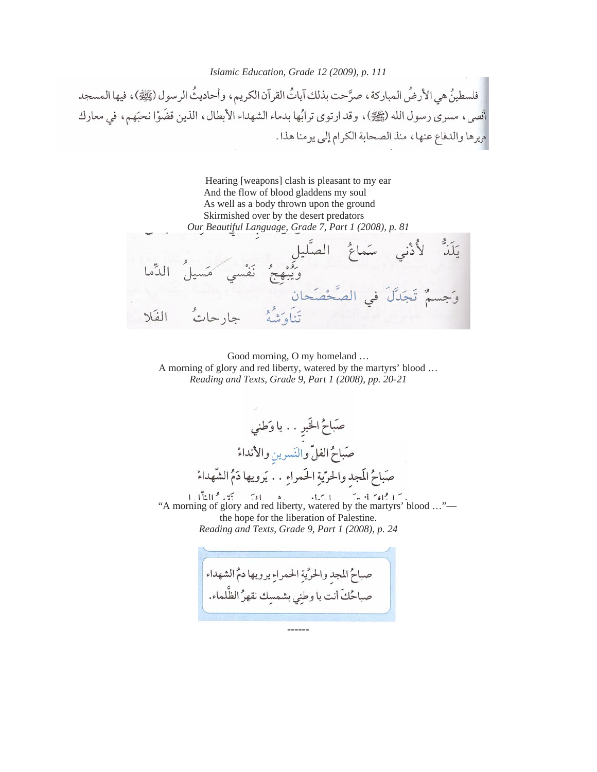*Islamic Education, Grade 12 (2009), p. 111*

فلسطينُ هي الأرضُ المباركة، صرَّحت بذلك آياتُ القرآن الكريم، وأحاديثُ الرسول (ﷺ)، فيها المسجد الأقصى، مسرى رسول الله (ﷺ)، وقد ارتوى ترابُها بدماء الشهداء الأبطال، الذين قضَوْا نحبَهم، في معارك تحريرها والدفاع عنها، منذ الصحابة الكرام إلى يومنا هذا.

Hearing [weapons] clash is pleasant to my ear
And the flow of blood gladdens my soul
As well as a body thrown upon the ground
Skirmished over by the desert predators

*Our Beautiful Language, Grade 7, Part 1 (2008), p. 81*

يَلَذُّ لأُذْني سَماعُ الصَّليلِ
وَيُبْهِجُ نَفْسي مَسيلُ الدِّما
وَجسمٌ تَجَدَّلَ في الصَّحْصَحانِ
تَنَاوَشُهُ جارِحاتُ الفَلا

Good morning, O my homeland …
A morning of glory and red liberty, watered by the martyrs' blood …

*Reading and Texts, Grade 9, Part 1 (2008), pp. 20-21*

صَباحُ الخَيرِ .. يا وَطَني
صَباحُ الفلِّ والنَّسرينِ والأنداءْ
صَباحُ المَجدِ والحرّيةِ الحَمراءِ .. يَرويها دَمُ الشّهداءْ

"A morning of glory and red liberty, watered by the martyrs' blood …"—
the hope for the liberation of Palestine.

*Reading and Texts, Grade 9, Part 1 (2008), p. 24*

صباحُ المجدِ والحرِّيةِ الحمراءِ يرويها دمُ الشهداء
صباحُكَ أنت يا وطني بشمسِك نقهرُ الظّلماء.

------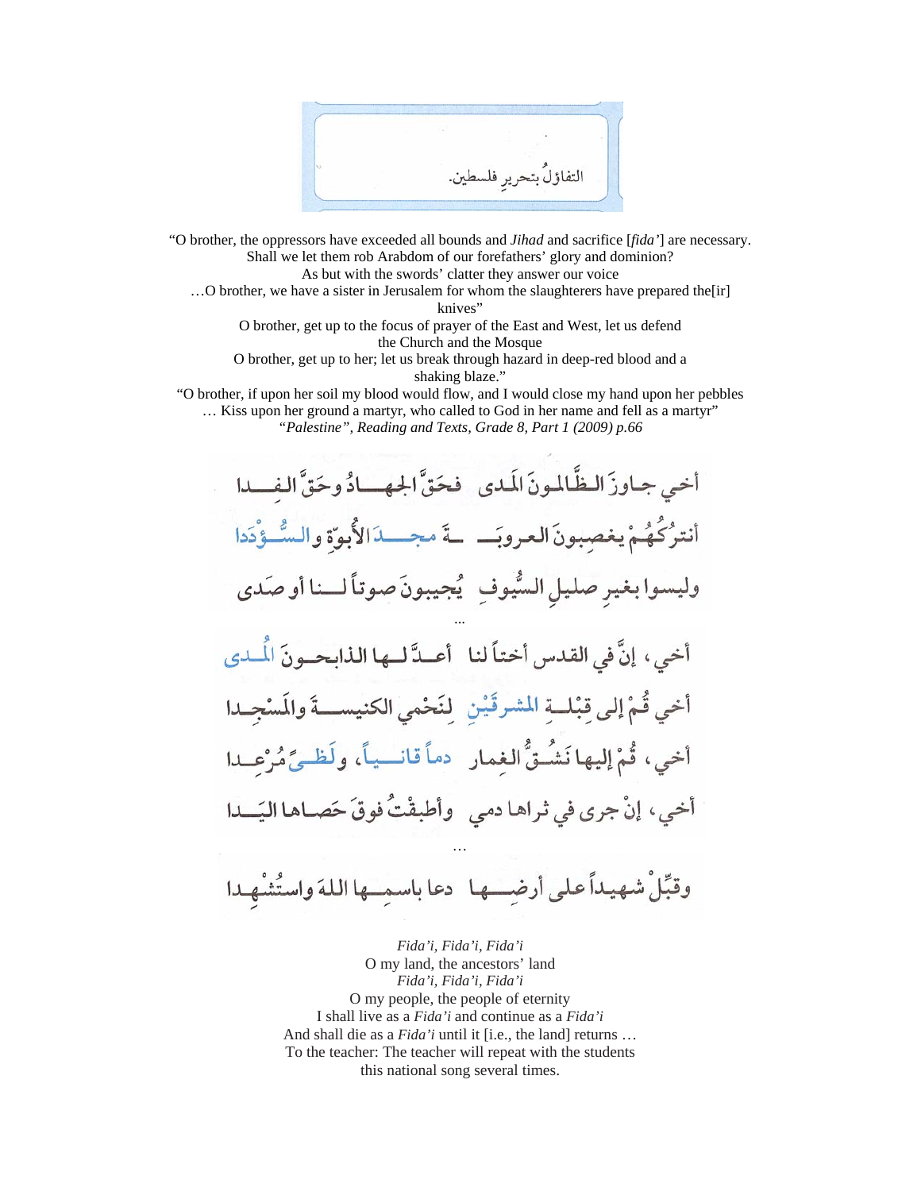التفاؤلُ بتحريرِ فلسطين.

"O brother, the oppressors have exceeded all bounds and *Jihad* and sacrifice [*fida'*] are necessary.
Shall we let them rob Arabdom of our forefathers' glory and dominion?
As but with the swords' clatter they answer our voice
…O brother, we have a sister in Jerusalem for whom the slaughterers have prepared the[ir] knives"
O brother, get up to the focus of prayer of the East and West, let us defend the Church and the Mosque
O brother, get up to her; let us break through hazard in deep-red blood and a shaking blaze."
"O brother, if upon her soil my blood would flow, and I would close my hand upon her pebbles
… Kiss upon her ground a martyr, who called to God in her name and fell as a martyr"
*"Palestine", Reading and Texts, Grade 8, Part 1 (2009) p.66*

أخي جاوزَ الظّالمونَ المَدى فحَقَّ الجهـادُ وحَقَّ الفِـدا

أنترُكُهُمْ يغصِبونَ العروبَـ ـةَ مجـدَ الأبوّةِ والسُّؤْدَدا

وليسوا بغيرِ صليلِ السُّيوفِ يُجيبونَ صوتاً لـنا أو صَدى

…

أخي، إنَّ في القدس أختاً لنا أعـدَّ لـها الذابحـونَ المُـدى

أخي قُمْ إلى قِبْلـةِ المشرقَيْنِ لِنَحْمي الكنيسـةَ والمَسْجِـدا

أخي، قُمْ إليها نَشُـقُّ الغِمار دماً قانـياً، ولَظـىً مُرْعِـدا

أخي، إنْ جرى في ثراها دمي وأطبقْتُ فوقَ حَصاها اليَـدا

…

وقَبِّلْ شهيداً على أرضِـها دعا باسمِـها اللهَ واستُشْهِـدا

*Fida'i, Fida'i, Fida'i*
O my land, the ancestors' land
*Fida'i, Fida'i, Fida'i*
O my people, the people of eternity
I shall live as a *Fida'i* and continue as a *Fida'i*
And shall die as a *Fida'i* until it [i.e., the land] returns …
To the teacher: The teacher will repeat with the students this national song several times.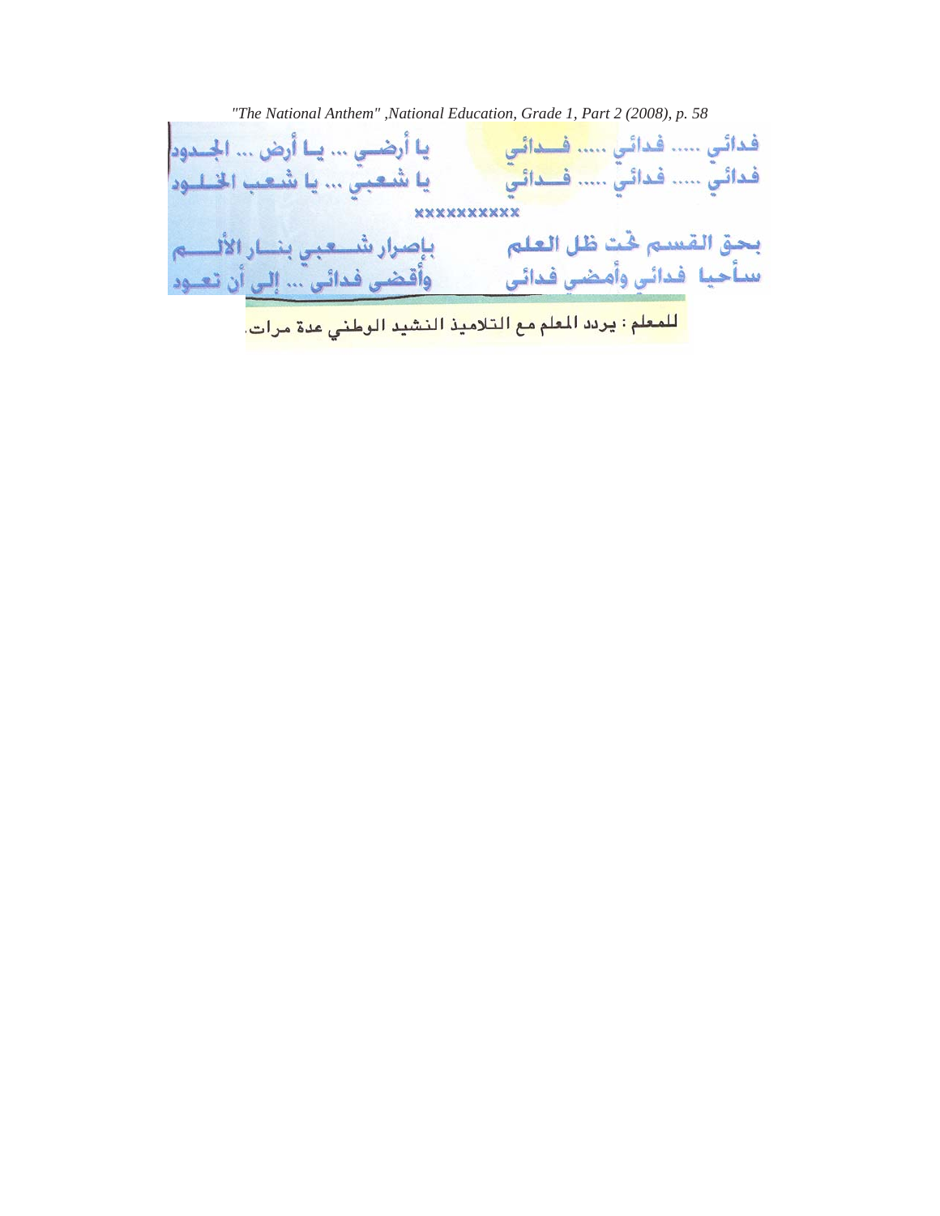*"The National Anthem" ,National Education, Grade 1, Part 2 (2008), p. 58*

فدائي ..... فدائي ..... فـــدائي يا أرضـــي ... يـا أرض ... الجـــدود

فدائي ..... فدائي ..... فـــدائي يا شعبي ... يا شعب الخلـــود

xxxxxxxxxx

بحق القسم تحت ظل العلم بإصرار شـــعبي بنـــار الألـــم

سأحيا فدائي وأمضي فدائي وأقضي فدائي ... إلى أن تعـود

للمعلم : يردد المعلم مع التلاميذ النشيد الوطني عدة مرات.